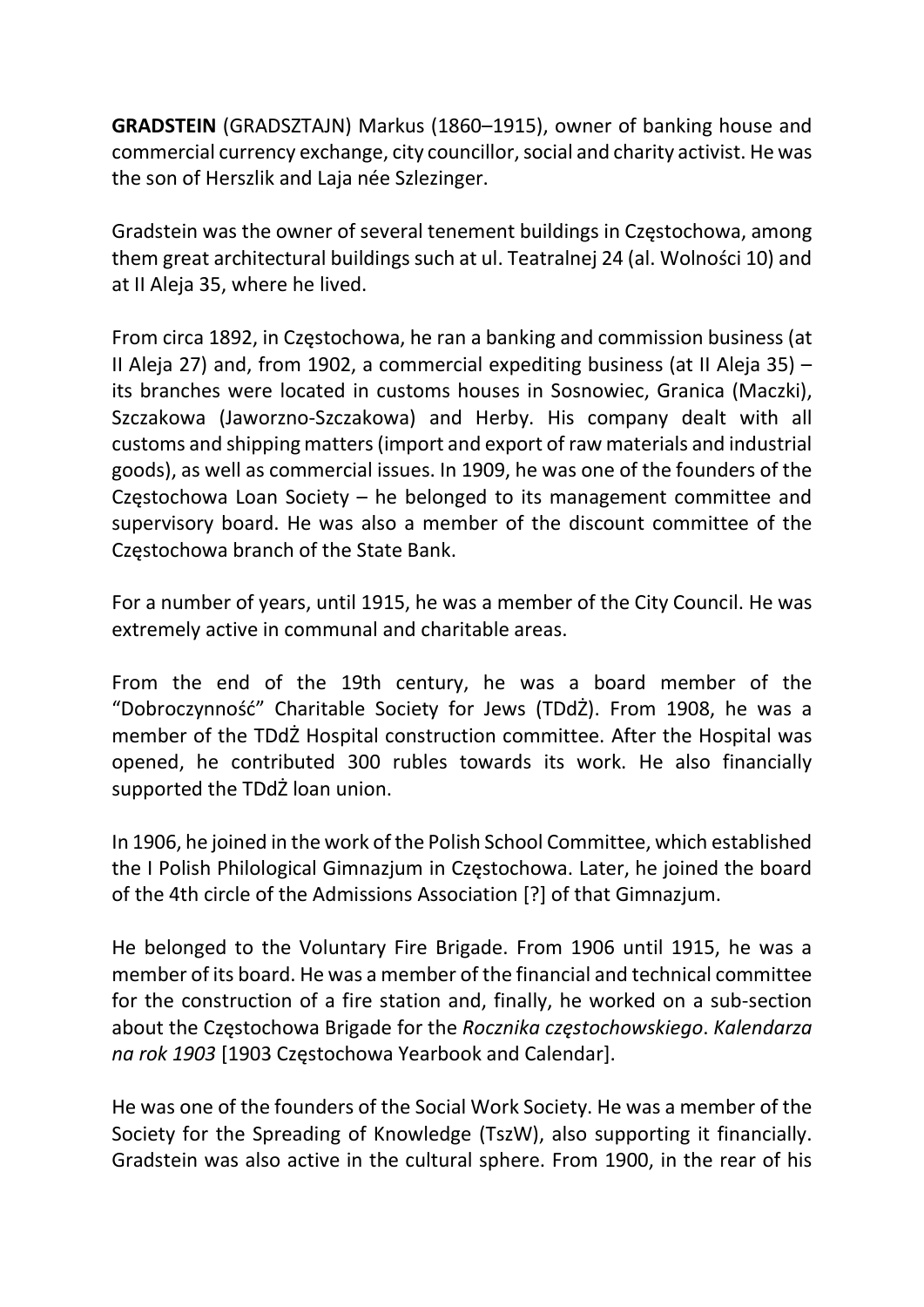**GRADSTEIN** (GRADSZTAJN) Markus (1860–1915), owner of banking house and commercial currency exchange, city councillor, social and charity activist. He was the son of Herszlik and Laja née Szlezinger.

Gradstein was the owner of several tenement buildings in Częstochowa, among them great architectural buildings such at ul. Teatralnej 24 (al. Wolności 10) and at II Aleja 35, where he lived.

From circa 1892, in Częstochowa, he ran a banking and commission business (at II Aleja 27) and, from 1902, a commercial expediting business (at II Aleja 35) – its branches were located in customs houses in Sosnowiec, Granica (Maczki), Szczakowa (Jaworzno-Szczakowa) and Herby. His company dealt with all customs and shipping matters (import and export of raw materials and industrial goods), as well as commercial issues. In 1909, he was one of the founders of the Częstochowa Loan Society – he belonged to its management committee and supervisory board. He was also a member of the discount committee of the Częstochowa branch of the State Bank.

For a number of years, until 1915, he was a member of the City Council. He was extremely active in communal and charitable areas.

From the end of the 19th century, he was a board member of the "Dobroczynność" Charitable Society for Jews (TDdŻ). From 1908, he was a member of the TDdŻ Hospital construction committee. After the Hospital was opened, he contributed 300 rubles towards its work. He also financially supported the TDdŻ loan union.

In 1906, he joined in the work of the Polish School Committee, which established the I Polish Philological Gimnazjum in Częstochowa. Later, he joined the board of the 4th circle of the Admissions Association [?] of that Gimnazjum.

He belonged to the Voluntary Fire Brigade. From 1906 until 1915, he was a member of its board. He was a member of the financial and technical committee for the construction of a fire station and, finally, he worked on a sub-section about the Częstochowa Brigade for the *Rocznika częstochowskiego*. *Kalendarza na rok 1903* [1903 Częstochowa Yearbook and Calendar].

He was one of the founders of the Social Work Society. He was a member of the Society for the Spreading of Knowledge (TszW), also supporting it financially. Gradstein was also active in the cultural sphere. From 1900, in the rear of his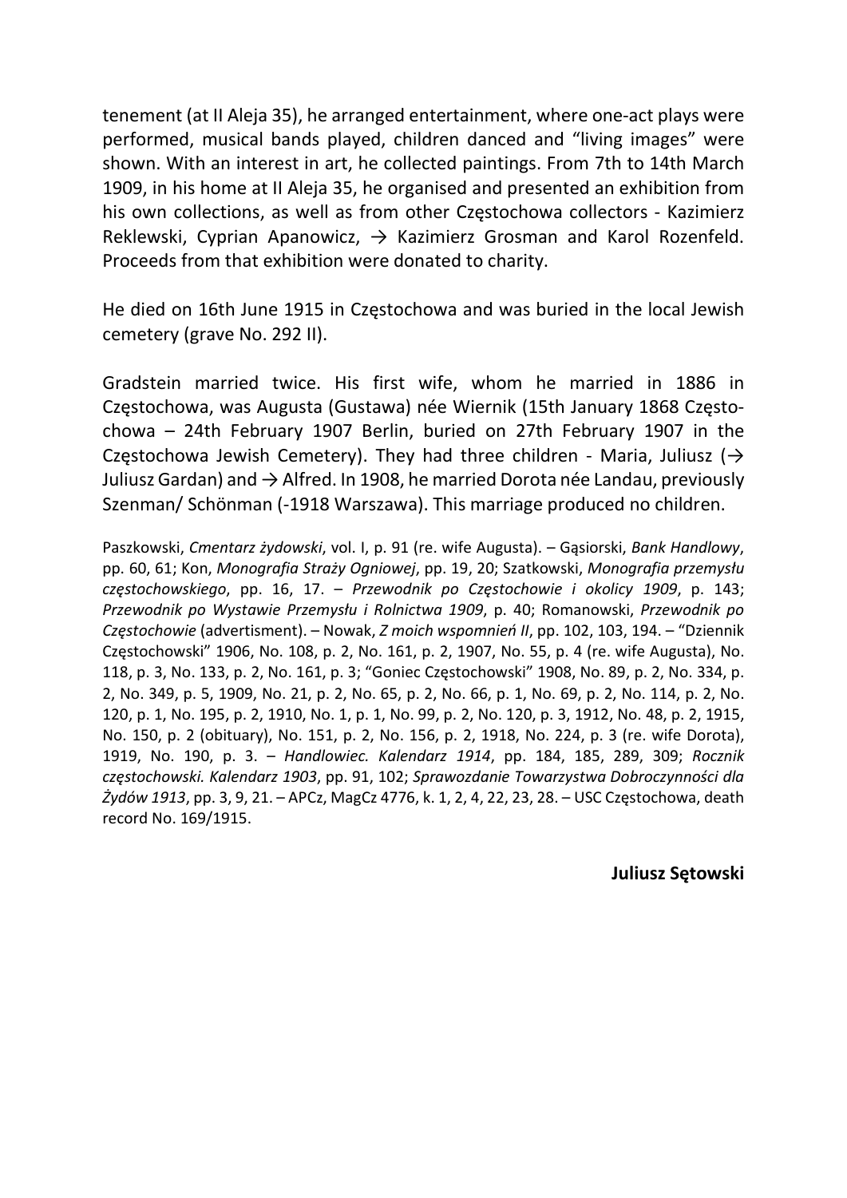tenement (at II Aleja 35), he arranged entertainment, where one-act plays were performed, musical bands played, children danced and “living images” were shown. With an interest in art, he collected paintings. From 7th to 14th March 1909, in his home at II Aleja 35, he organised and presented an exhibition from his own collections, as well as from other Częstochowa collectors - Kazimierz Reklewski, Cyprian Apanowicz, → Kazimierz Grosman and Karol Rozenfeld. Proceeds from that exhibition were donated to charity.

He died on 16th June 1915 in Częstochowa and was buried in the local Jewish cemetery (grave No. 292 II).

Gradstein married twice. His first wife, whom he married in 1886 in Częstochowa, was Augusta (Gustawa) née Wiernik (15th January 1868 Częstochowa – 24th February 1907 Berlin, buried on 27th February 1907 in the Częstochowa Jewish Cemetery). They had three children - Maria, Juliusz (→ Juliusz Gardan) and → Alfred. In 1908, he married Dorota née Landau, previously Szenman/ Schönman (-1918 Warszawa). This marriage produced no children.

Paszkowski, *Cmentarz żydowski*, vol. I, p. 91 (re. wife Augusta). – Gąsiorski, *Bank Handlowy*, pp. 60, 61; Kon, *Monografia Straży Ogniowej*, pp. 19, 20; Szatkowski, *Monografia przemysłu częstochowskiego*, pp. 16, 17. – *Przewodnik po Częstochowie i okolicy 1909*, p. 143; *Przewodnik po Wystawie Przemysłu i Rolnictwa 1909*, p. 40; Romanowski, *Przewodnik po Częstochowie* (advertisment). – Nowak, *Z moich wspomnień II*, pp. 102, 103, 194. – “Dziennik Częstochowski” 1906, No. 108, p. 2, No. 161, p. 2, 1907, No. 55, p. 4 (re. wife Augusta), No. 118, p. 3, No. 133, p. 2, No. 161, p. 3; “Goniec Częstochowski” 1908, No. 89, p. 2, No. 334, p. 2, No. 349, p. 5, 1909, No. 21, p. 2, No. 65, p. 2, No. 66, p. 1, No. 69, p. 2, No. 114, p. 2, No. 120, p. 1, No. 195, p. 2, 1910, No. 1, p. 1, No. 99, p. 2, No. 120, p. 3, 1912, No. 48, p. 2, 1915, No. 150, p. 2 (obituary), No. 151, p. 2, No. 156, p. 2, 1918, No. 224, p. 3 (re. wife Dorota), 1919, No. 190, p. 3. – *Handlowiec. Kalendarz 1914*, pp. 184, 185, 289, 309; *Rocznik częstochowski. Kalendarz 1903*, pp. 91, 102; *Sprawozdanie Towarzystwa Dobroczynności dla Żydów 1913*, pp. 3, 9, 21. – APCz, MagCz 4776, k. 1, 2, 4, 22, 23, 28. – USC Częstochowa, death record No. 169/1915.

**Juliusz Sętowski**